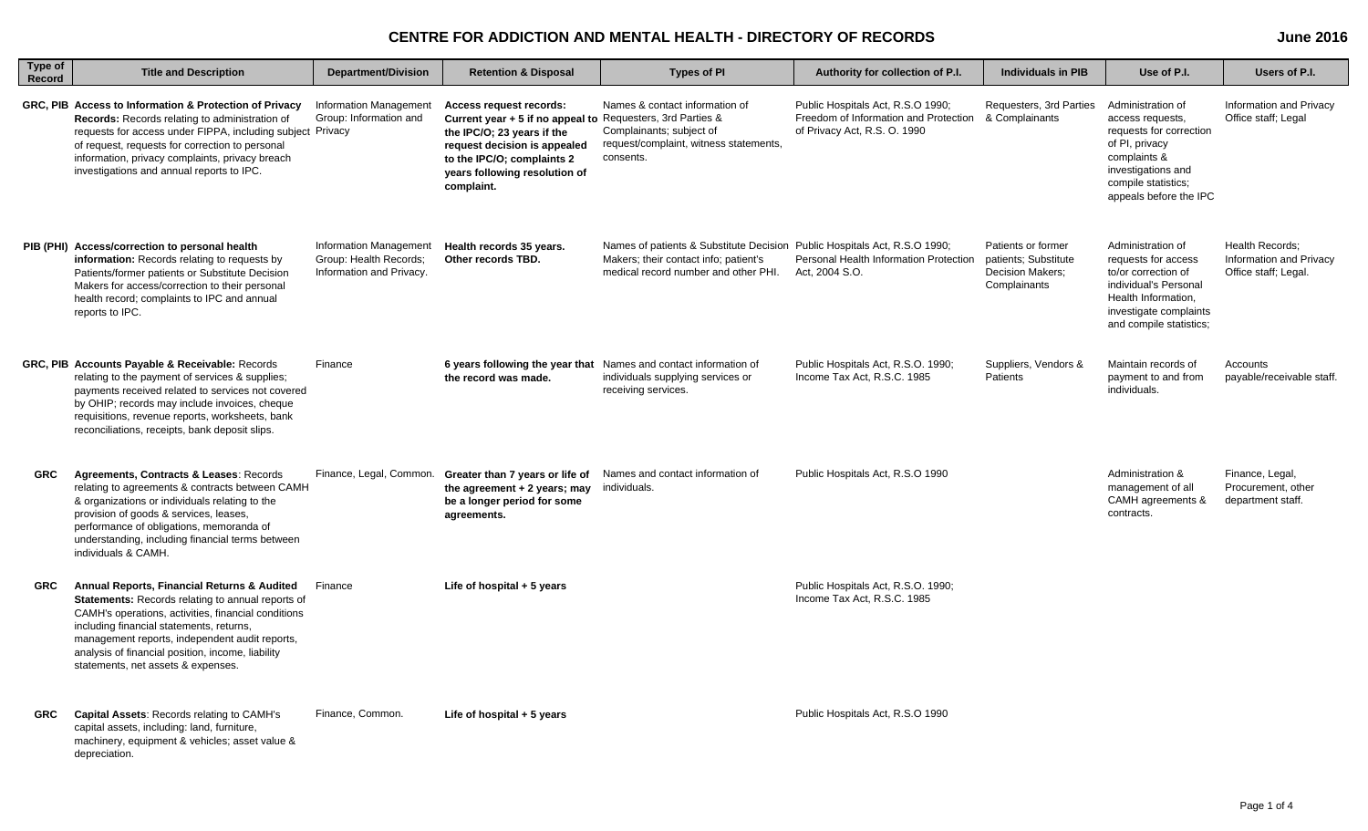# CENTRE FOR ADDICTION AND MENTAL HEALTH - DIRECTORY OF RECORDS

June 2016

| Type of Record | Title and Description | Department/Division | Retention & Disposal | Types of PI | Authority for collection of P.I. | Individuals in PIB | Use of P.I. | Users of P.I. |
|---|---|---|---|---|---|---|---|---|
| GRC, PIB | **Access to Information & Protection of Privacy Records:** Records relating to administration of requests for access under FIPPA, including subject of request, requests for correction to personal information, privacy complaints, privacy breach investigations and annual reports to IPC. | Information Management Group: Information and Privacy | **Access request records: Current year + 5 if no appeal to the IPC/O; 23 years if the request decision is appealed to the IPC/O; complaints 2 years following resolution of complaint.** | Names & contact information of Requesters, 3rd Parties & Complainants; subject of request/complaint, witness statements, consents. | Public Hospitals Act, R.S.O 1990; Freedom of Information and Protection of Privacy Act, R.S. O. 1990 | Requesters, 3rd Parties & Complainants | Administration of access requests, requests for correction of PI, privacy complaints & investigations and compile statistics; appeals before the IPC | Information and Privacy Office staff; Legal |
| PIB (PHI) | **Access/correction to personal health information:** Records relating to requests by Patients/former patients or Substitute Decision Makers for access/correction to their personal health record; complaints to IPC and annual reports to IPC. | Information Management Group: Health Records; Information and Privacy. | **Health records 35 years. Other records TBD.** | Names of patients & Substitute Decision Makers; their contact info; patient's medical record number and other PHI. | Public Hospitals Act, R.S.O 1990; Personal Health Information Protection Act, 2004 S.O. | Patients or former patients; Substitute Decision Makers; Complainants | Administration of requests for access to/or correction of individual's Personal Health Information, investigate complaints and compile statistics; | Health Records; Information and Privacy Office staff; Legal. |
| GRC, PIB | **Accounts Payable & Receivable:** Records relating to the payment of services & supplies; payments received related to services not covered by OHIP; records may include invoices, cheque requisitions, revenue reports, worksheets, bank reconciliations, receipts, bank deposit slips. | Finance | **6 years following the year that the record was made.** | Names and contact information of individuals supplying services or receiving services. | Public Hospitals Act, R.S.O. 1990; Income Tax Act, R.S.C. 1985 | Suppliers, Vendors & Patients | Maintain records of payment to and from individuals. | Accounts payable/receivable staff. |
| GRC | **Agreements, Contracts & Leases**: Records relating to agreements & contracts between CAMH & organizations or individuals relating to the provision of goods & services, leases, performance of obligations, memoranda of understanding, including financial terms between individuals & CAMH. | Finance, Legal, Common. | **Greater than 7 years or life of the agreement + 2 years; may be a longer period for some agreements.** | Names and contact information of individuals. | Public Hospitals Act, R.S.O 1990 | | Administration & management of all CAMH agreements & contracts. | Finance, Legal, Procurement, other department staff. |
| GRC | **Annual Reports, Financial Returns & Audited Statements:** Records relating to annual reports of CAMH's operations, activities, financial conditions including financial statements, returns, management reports, independent audit reports, analysis of financial position, income, liability statements, net assets & expenses. | Finance | **Life of hospital + 5 years** | | Public Hospitals Act, R.S.O. 1990; Income Tax Act, R.S.C. 1985 | | | |
| GRC | **Capital Assets**: Records relating to CAMH's capital assets, including: land, furniture, machinery, equipment & vehicles; asset value & depreciation. | Finance, Common. | **Life of hospital + 5 years** | | Public Hospitals Act, R.S.O 1990 | | | |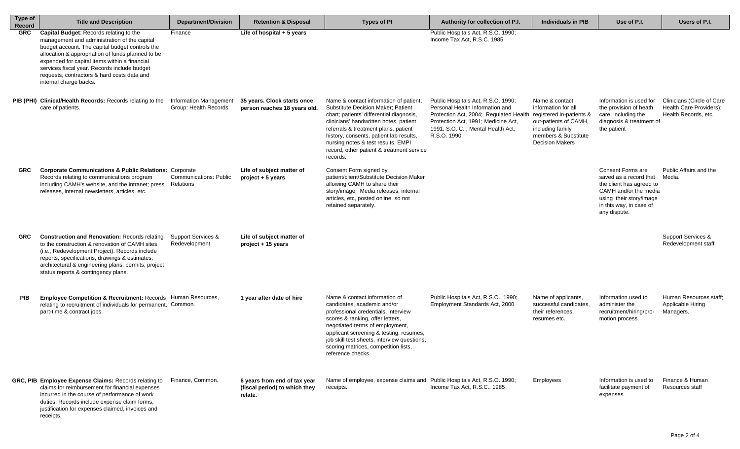| Type of Record | Title and Description | Department/Division | Retention & Disposal | Types of PI | Authority for collection of P.I. | Individuals in PIB | Use of P.I. | Users of P.I. |
|---|---|---|---|---|---|---|---|---|
| GRC | **Capital Budget**: Records relating to the management and administration of the capital budget account. The capital budget controls the allocation & appropriation of funds planned to be expended for capital items within a financial services fiscal year. Records include budget requests, contractors & hard costs data and internal charge backs. | Finance | **Life of hospital + 5 years** | | Public Hospitals Act, R.S.O. 1990; Income Tax Act, R.S.C. 1985 | | | |
| PIB (PHI) | **Clinical/Health Records:** Records relating to the care of patients. | Information Management Group: Health Records | **35 years. Clock starts once person reaches 18 years old.** | Name & contact information of patient; Substitute Decision Maker; Patient chart; patients' differential diagnosis, clinicians' handwritten notes, patient referrals & treatment plans, patient history, consents, patient lab results, nursing notes & test results, EMPI record, other patient & treatment service records. | Public Hospitals Act, R.S.O. 1990; Personal Health Information and Protection Act, 2004; Regulated Health Protection Act, 1991; Medicine Act, 1991, S.O. C. ; Mental Health Act, R.S.O. 1990 | Name & contact information for all registered in-patients & out-patients of CAMH, including family members & Substitute Decision Makers | Information is used for the provision of heath care, including the diagnosis & treatment of the patient | Clinicians (Circle of Care Health Care Providers); Health Records, etc. |
| GRC | **Corporate Communications & Public Relations:** Records relating to communications program including CAMH's website, and the intranet; press releases, internal newsletters, articles, etc. | Corporate Communications: Public Relations | **Life of subject matter of project + 5 years** | Consent Form signed by patient/client/Substitute Decision Maker allowing CAMH to share their story/image. Media releases, internal articles, etc, posted online, so not retained separately. | | | Consent Forms are saved as a record that the client has agreed to CAMH and/or the media using their story/image in this way, in case of any dispute. | Public Affairs and the Media. |
| GRC | **Construction and Renovation:** Records relating to the construction & renovation of CAMH sites (i.e., Redevelopment Project). Records include reports, specifications, drawings & estimates, architectural & engineering plans, permits, project status reports & contingency plans. | Support Services & Redevelopment | **Life of subject matter of project + 15 years** | | | | | Support Services & Redevelopment staff |
| PIB | **Employee Competition & Recruitment:** Records relating to recruitment of individuals for permanent, part-time & contract jobs. | Human Resources, Common. | **1 year after date of hire** | Name & contact information of candidates, academic and/or professional credentials, interview scores & ranking, offer letters, negotiated terms of employment, applicant screening & testing, resumes, job skill test sheets, interview questions, scoring matrices, competition lists, reference checks. | Public Hospitals Act, R.S.O., 1990; Employment Standards Act, 2000 | Name of applicants, successful candidates, their references, resumes etc. | Information used to administer the recruitment/hiring/pro-motion process. | Human Resources staff; Applicable Hiring Managers. |
| GRC, PIB | **Employee Expense Claims:** Records relating to claims for reimbursement for financial expenses incurred in the course of performance of work duties. Records include expense claim forms, justification for expenses claimed, invoices and receipts. | Finance, Common. | **6 years from end of tax year (fiscal period) to which they relate.** | Name of employee, expense claims and receipts. | Public Hospitals Act, R.S.O. 1990; Income Tax Act, R.S.C., 1985 | Employees | Information is used to facilitate payment of expenses | Finance & Human Resources staff |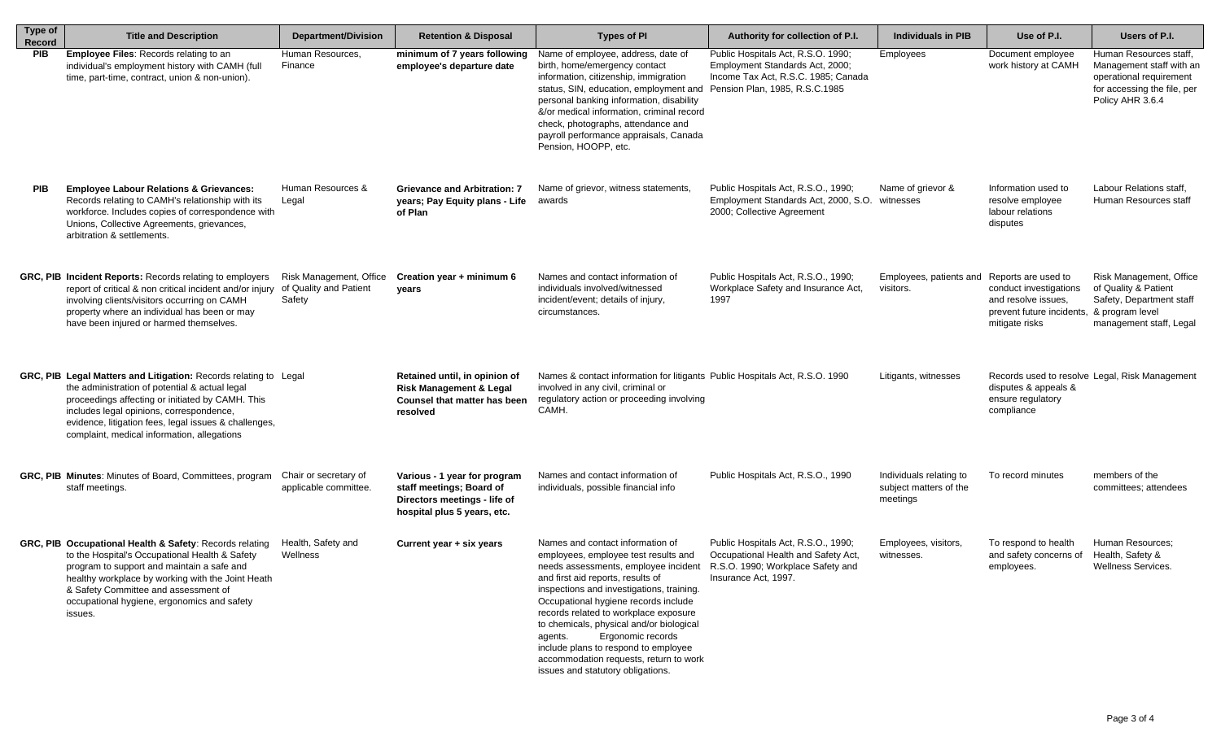| Type of Record | Title and Description | Department/Division | Retention & Disposal | Types of PI | Authority for collection of P.I. | Individuals in PIB | Use of P.I. | Users of P.I. |
|---|---|---|---|---|---|---|---|---|
| PIB | **Employee Files**: Records relating to an individual's employment history with CAMH (full time, part-time, contract, union & non-union). | Human Resources, Finance | **minimum of 7 years following employee's departure date** | Name of employee, address, date of birth, home/emergency contact information, citizenship, immigration status, SIN, education, employment and personal banking information, disability &/or medical information, criminal record check, photographs, attendance and payroll performance appraisals, Canada Pension, HOOPP, etc. | Public Hospitals Act, R.S.O. 1990; Employment Standards Act, 2000; Income Tax Act, R.S.C. 1985; Canada Pension Plan, 1985, R.S.C.1985 | Employees | Document employee work history at CAMH | Human Resources staff, Management staff with an operational requirement for accessing the file, per Policy AHR 3.6.4 |
| PIB | **Employee Labour Relations & Grievances:** Records relating to CAMH's relationship with its workforce. Includes copies of correspondence with Unions, Collective Agreements, grievances, arbitration & settlements. | Human Resources & Legal | **Grievance and Arbitration: 7 years; Pay Equity plans - Life of Plan** | Name of grievor, witness statements, awards | Public Hospitals Act, R.S.O., 1990; Employment Standards Act, 2000, S.O. 2000; Collective Agreement | Name of grievor & witnesses | Information used to resolve employee labour relations disputes | Labour Relations staff, Human Resources staff |
| GRC, PIB | **Incident Reports:** Records relating to employers report of critical & non critical incident and/or injury involving clients/visitors occurring on CAMH property where an individual has been or may have been injured or harmed themselves. | Risk Management, Office of Quality and Patient Safety | **Creation year + minimum 6 years** | Names and contact information of individuals involved/witnessed incident/event; details of injury, circumstances. | Public Hospitals Act, R.S.O., 1990; Workplace Safety and Insurance Act, 1997 | Employees, patients and visitors. | Reports are used to conduct investigations and resolve issues, prevent future incidents, mitigate risks | Risk Management, Office of Quality & Patient Safety, Department staff & program level management staff, Legal |
| GRC, PIB | **Legal Matters and Litigation:** Records relating to the administration of potential & actual legal proceedings affecting or initiated by CAMH. This includes legal opinions, correspondence, evidence, litigation fees, legal issues & challenges, complaint, medical information, allegations | Legal | **Retained until, in opinion of Risk Management & Legal Counsel that matter has been resolved** | Names & contact information for litigants involved in any civil, criminal or regulatory action or proceeding involving CAMH. | Public Hospitals Act, R.S.O. 1990 | Litigants, witnesses | Records used to resolve disputes & appeals & ensure regulatory compliance | Legal, Risk Management |
| GRC, PIB | **Minutes**: Minutes of Board, Committees, program staff meetings. | Chair or secretary of applicable committee. | **Various - 1 year for program staff meetings; Board of Directors meetings - life of hospital plus 5 years, etc.** | Names and contact information of individuals, possible financial info | Public Hospitals Act, R.S.O., 1990 | Individuals relating to subject matters of the meetings | To record minutes | members of the committees; attendees |
| GRC, PIB | **Occupational Health & Safety**: Records relating to the Hospital's Occupational Health & Safety program to support and maintain a safe and healthy workplace by working with the Joint Heath & Safety Committee and assessment of occupational hygiene, ergonomics and safety issues. | Health, Safety and Wellness | **Current year + six years** | Names and contact information of employees, employee test results and needs assessments, employee incident and first aid reports, results of inspections and investigations, training. Occupational hygiene records include records related to workplace exposure to chemicals, physical and/or biological agents. Ergonomic records include plans to respond to employee accommodation requests, return to work issues and statutory obligations. | Public Hospitals Act, R.S.O., 1990; Occupational Health and Safety Act, R.S.O. 1990; Workplace Safety and Insurance Act, 1997. | Employees, visitors, witnesses. | To respond to health and safety concerns of employees. | Human Resources; Health, Safety & Wellness Services. |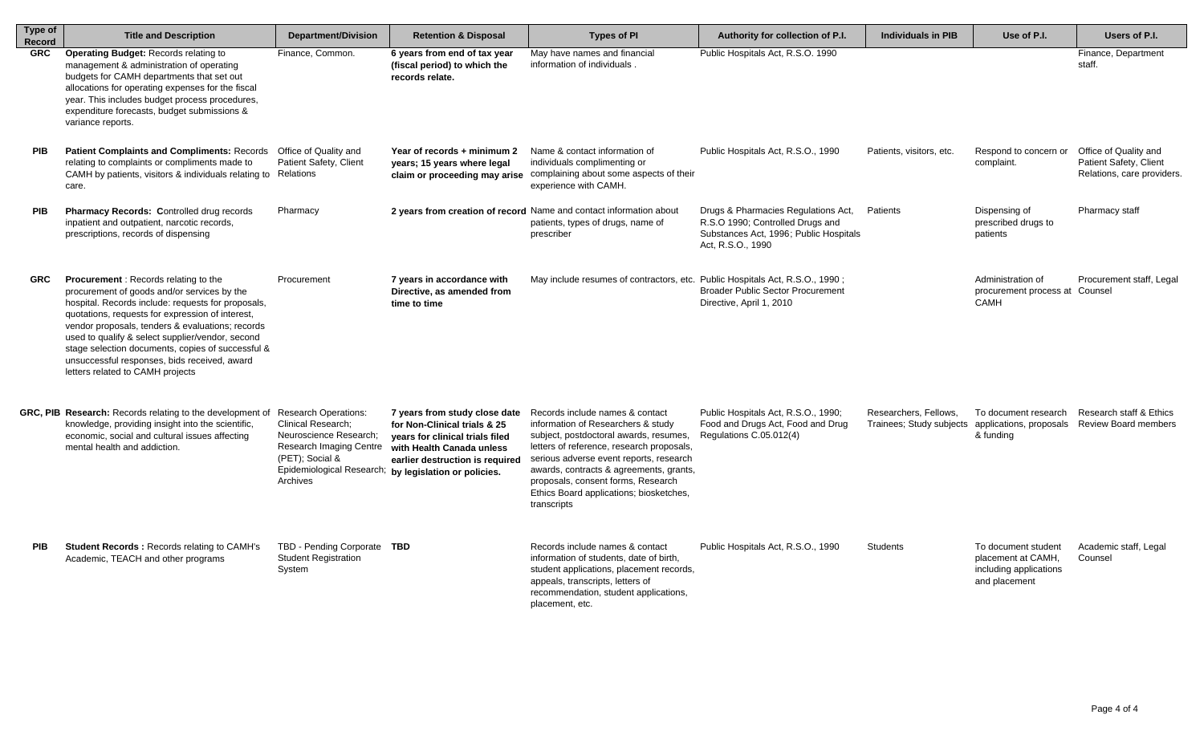| Type of Record | Title and Description | Department/Division | Retention & Disposal | Types of PI | Authority for collection of P.I. | Individuals in PIB | Use of P.I. | Users of P.I. |
|---|---|---|---|---|---|---|---|---|
| GRC | **Operating Budget:** Records relating to management & administration of operating budgets for CAMH departments that set out allocations for operating expenses for the fiscal year. This includes budget process procedures, expenditure forecasts, budget submissions & variance reports. | Finance, Common. | **6 years from end of tax year (fiscal period) to which the records relate.** | May have names and financial information of individuals . | Public Hospitals Act, R.S.O. 1990 | | | Finance, Department staff. |
| PIB | **Patient Complaints and Compliments:** Records relating to complaints or compliments made to CAMH by patients, visitors & individuals relating to care. | Office of Quality and Patient Safety, Client Relations | **Year of records + minimum 2 years; 15 years where legal claim or proceeding may arise** | Name & contact information of individuals complimenting or complaining about some aspects of their experience with CAMH. | Public Hospitals Act, R.S.O., 1990 | Patients, visitors, etc. | Respond to concern or complaint. | Office of Quality and Patient Safety, Client Relations, care providers. |
| PIB | **Pharmacy Records: C**ontrolled drug records inpatient and outpatient, narcotic records, prescriptions, records of dispensing | Pharmacy | **2 years from creation of record** | Name and contact information about patients, types of drugs, name of prescriber | Drugs & Pharmacies Regulations Act, R.S.O 1990; Controlled Drugs and Substances Act, 1996; Public Hospitals Act, R.S.O., 1990 | Patients | Dispensing of prescribed drugs to patients | Pharmacy staff |
| GRC | **Procurement** : Records relating to the procurement of goods and/or services by the hospital. Records include: requests for proposals, quotations, requests for expression of interest, vendor proposals, tenders & evaluations; records used to qualify & select supplier/vendor, second stage selection documents, copies of successful & unsuccessful responses, bids received, award letters related to CAMH projects | Procurement | **7 years in accordance with Directive, as amended from time to time** | May include resumes of contractors, etc. | Public Hospitals Act, R.S.O., 1990 ; Broader Public Sector Procurement Directive, April 1, 2010 | | Administration of procurement process at CAMH | Procurement staff, Legal Counsel |
| GRC, PIB | **Research:** Records relating to the development of knowledge, providing insight into the scientific, economic, social and cultural issues affecting mental health and addiction. | Research Operations: Clinical Research; Neuroscience Research; Research Imaging Centre (PET); Social & Epidemiological Research; Archives | **7 years from study close date for Non-Clinical trials & 25 years for clinical trials filed with Health Canada unless earlier destruction is required by legislation or policies.** | Records include names & contact information of Researchers & study subject, postdoctoral awards, resumes, letters of reference, research proposals, serious adverse event reports, research awards, contracts & agreements, grants, proposals, consent forms, Research Ethics Board applications; biosketches, transcripts | Public Hospitals Act, R.S.O., 1990; Food and Drugs Act, Food and Drug Regulations C.05.012(4) | Researchers, Fellows, Trainees; Study subjects | To document research applications, proposals & funding | Research staff & Ethics Review Board members |
| PIB | **Student Records :** Records relating to CAMH's Academic, TEACH and other programs | TBD - Pending Corporate Student Registration System | **TBD** | Records include names & contact information of students, date of birth, student applications, placement records, appeals, transcripts, letters of recommendation, student applications, placement, etc. | Public Hospitals Act, R.S.O., 1990 | Students | To document student placement at CAMH, including applications and placement | Academic staff, Legal Counsel |